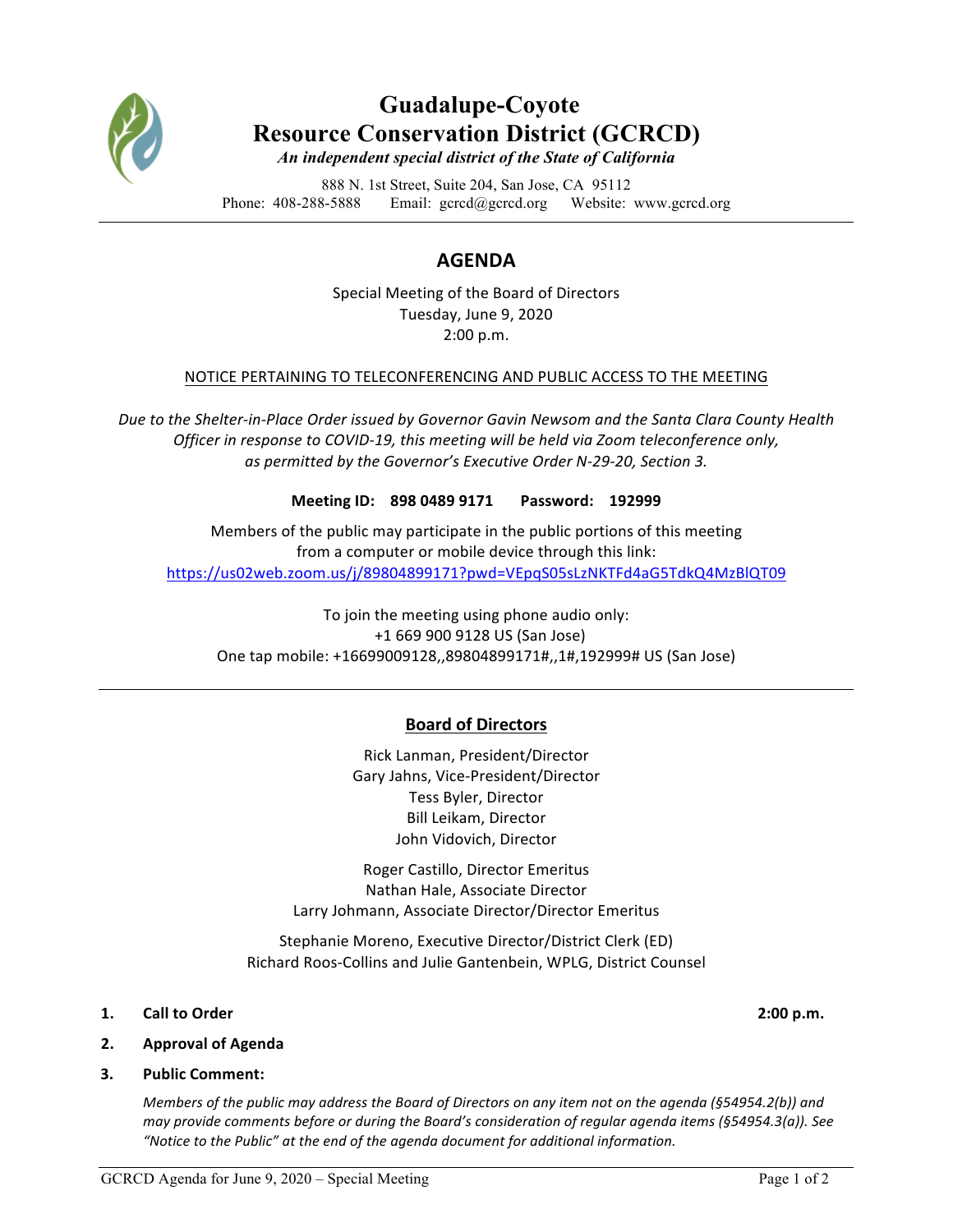# Guadalupe-Coyote Resource Conservation District (GCRCD)

*An independent special district of the State of California*

888 N. 1st Street, Suite 204, San Jose, CA 95112
Phone: 408-288-5888 Email: gcrcd@gcrcd.org Website: www.gcrcd.org

---

## AGENDA

Special Meeting of the Board of Directors
Tuesday, June 9, 2020
2:00 p.m.

NOTICE PERTAINING TO TELECONFERENCING AND PUBLIC ACCESS TO THE MEETING

*Due to the Shelter-in-Place Order issued by Governor Gavin Newsom and the Santa Clara County Health Officer in response to COVID-19, this meeting will be held via Zoom teleconference only, as permitted by the Governor's Executive Order N-29-20, Section 3.*

**Meeting ID: 898 0489 9171 Password: 192999**

Members of the public may participate in the public portions of this meeting from a computer or mobile device through this link:
https://us02web.zoom.us/j/89804899171?pwd=VEpqS05sLzNKTFd4aG5TdkQ4MzBlQT09

To join the meeting using phone audio only:
+1 669 900 9128 US (San Jose)
One tap mobile: +16699009128,,89804899171#,,1#,192999# US (San Jose)

---

### Board of Directors

Rick Lanman, President/Director
Gary Jahns, Vice-President/Director
Tess Byler, Director
Bill Leikam, Director
John Vidovich, Director

Roger Castillo, Director Emeritus
Nathan Hale, Associate Director
Larry Johmann, Associate Director/Director Emeritus

Stephanie Moreno, Executive Director/District Clerk (ED)
Richard Roos-Collins and Julie Gantenbein, WPLG, District Counsel

1. **Call to Order** **2:00 p.m.**
2. **Approval of Agenda**
3. **Public Comment:**

   *Members of the public may address the Board of Directors on any item not on the agenda (§54954.2(b)) and may provide comments before or during the Board's consideration of regular agenda items (§54954.3(a)). See "Notice to the Public" at the end of the agenda document for additional information.*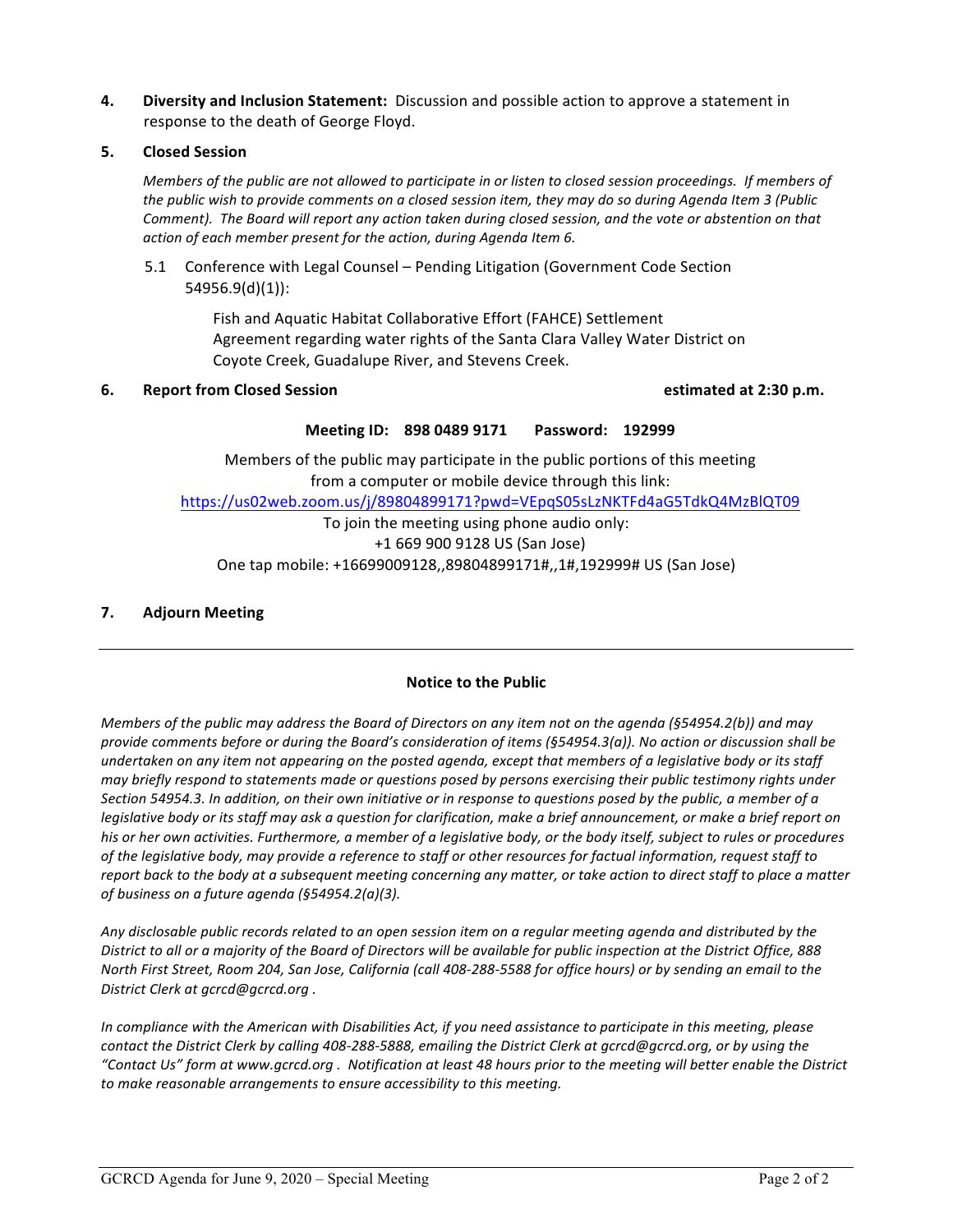**4. Diversity and Inclusion Statement:** Discussion and possible action to approve a statement in response to the death of George Floyd.

**5. Closed Session**

*Members of the public are not allowed to participate in or listen to closed session proceedings. If members of the public wish to provide comments on a closed session item, they may do so during Agenda Item 3 (Public Comment). The Board will report any action taken during closed session, and the vote or abstention on that action of each member present for the action, during Agenda Item 6.*

5.1 Conference with Legal Counsel – Pending Litigation (Government Code Section 54956.9(d)(1)):

Fish and Aquatic Habitat Collaborative Effort (FAHCE) Settlement Agreement regarding water rights of the Santa Clara Valley Water District on Coyote Creek, Guadalupe River, and Stevens Creek.

**6. Report from Closed Session** **estimated at 2:30 p.m.**

**Meeting ID: 898 0489 9171 Password: 192999**

Members of the public may participate in the public portions of this meeting from a computer or mobile device through this link:
https://us02web.zoom.us/j/89804899171?pwd=VEpqS05sLzNKTFd4aG5TdkQ4MzBlQT09
To join the meeting using phone audio only:
+1 669 900 9128 US (San Jose)
One tap mobile: +16699009128,,89804899171#,,1#,192999# US (San Jose)

**7. Adjourn Meeting**

---

**Notice to the Public**

*Members of the public may address the Board of Directors on any item not on the agenda (§54954.2(b)) and may provide comments before or during the Board's consideration of items (§54954.3(a)). No action or discussion shall be undertaken on any item not appearing on the posted agenda, except that members of a legislative body or its staff may briefly respond to statements made or questions posed by persons exercising their public testimony rights under Section 54954.3. In addition, on their own initiative or in response to questions posed by the public, a member of a legislative body or its staff may ask a question for clarification, make a brief announcement, or make a brief report on his or her own activities. Furthermore, a member of a legislative body, or the body itself, subject to rules or procedures of the legislative body, may provide a reference to staff or other resources for factual information, request staff to report back to the body at a subsequent meeting concerning any matter, or take action to direct staff to place a matter of business on a future agenda (§54954.2(a)(3).*

*Any disclosable public records related to an open session item on a regular meeting agenda and distributed by the District to all or a majority of the Board of Directors will be available for public inspection at the District Office, 888 North First Street, Room 204, San Jose, California (call 408-288-5588 for office hours) or by sending an email to the District Clerk at gcrcd@gcrcd.org .*

*In compliance with the American with Disabilities Act, if you need assistance to participate in this meeting, please contact the District Clerk by calling 408-288-5888, emailing the District Clerk at gcrcd@gcrcd.org, or by using the "Contact Us" form at www.gcrcd.org . Notification at least 48 hours prior to the meeting will better enable the District to make reasonable arrangements to ensure accessibility to this meeting.*